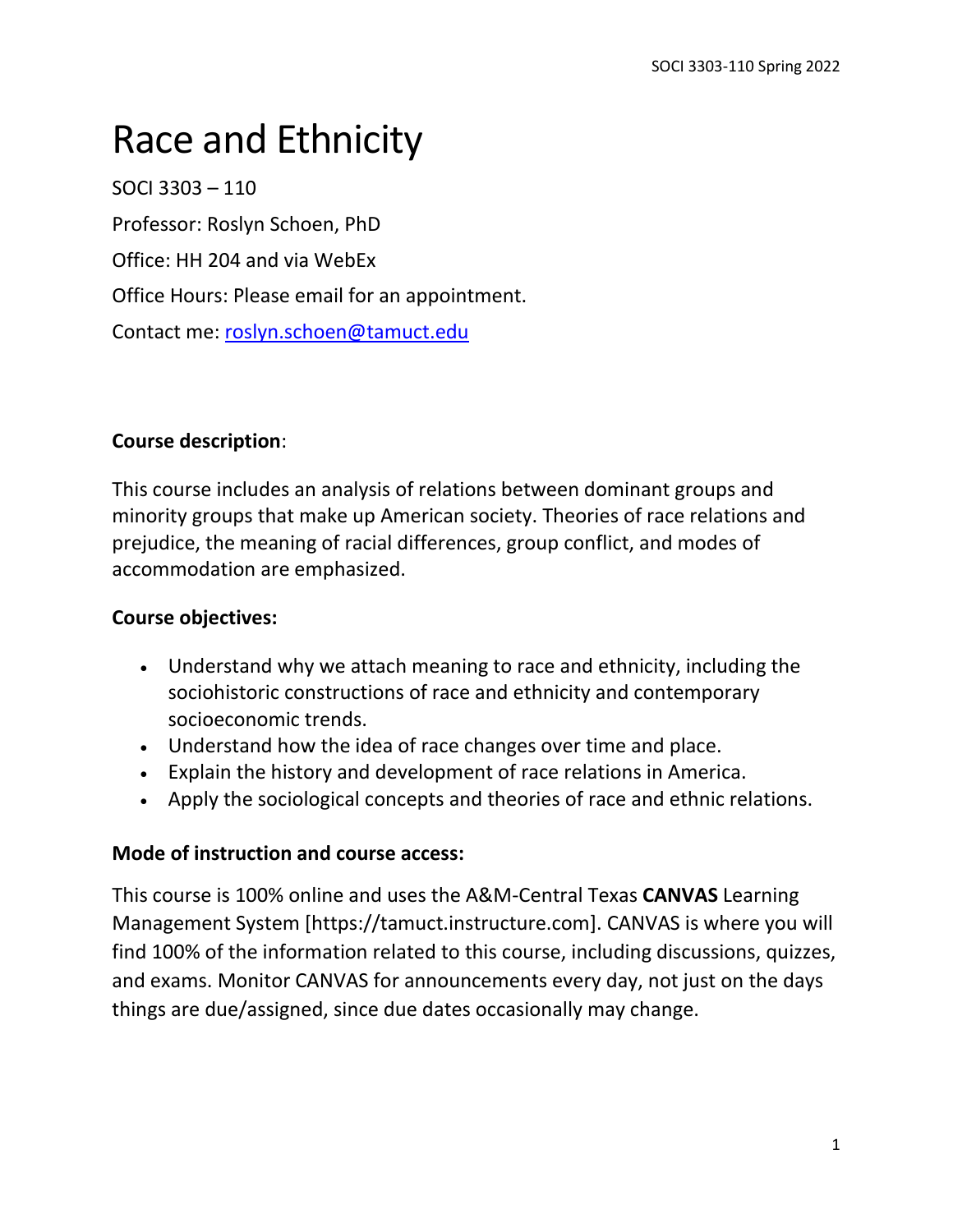# Race and Ethnicity

SOCI 3303 – 110

Professor: Roslyn Schoen, PhD

Office: HH 204 and via WebEx

Office Hours: Please email for an appointment.

Contact me: roslyn.schoen@tamuct.edu

**Course description**:

This course includes an analysis of relations between dominant groups and minority groups that make up American society. Theories of race relations and prejudice, the meaning of racial differences, group conflict, and modes of accommodation are emphasized.

**Course objectives:**

- Understand why we attach meaning to race and ethnicity, including the sociohistoric constructions of race and ethnicity and contemporary socioeconomic trends.
- Understand how the idea of race changes over time and place.
- Explain the history and development of race relations in America.
- Apply the sociological concepts and theories of race and ethnic relations.

**Mode of instruction and course access:**

This course is 100% online and uses the A&M-Central Texas **CANVAS** Learning Management System [https://tamuct.instructure.com]. CANVAS is where you will find 100% of the information related to this course, including discussions, quizzes, and exams. Monitor CANVAS for announcements every day, not just on the days things are due/assigned, since due dates occasionally may change.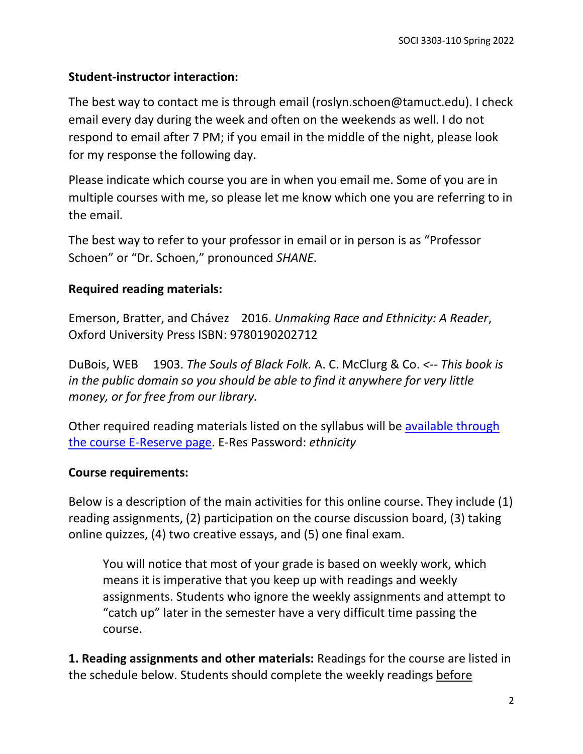**Student-instructor interaction:**

The best way to contact me is through email (roslyn.schoen@tamuct.edu). I check email every day during the week and often on the weekends as well. I do not respond to email after 7 PM; if you email in the middle of the night, please look for my response the following day.

Please indicate which course you are in when you email me. Some of you are in multiple courses with me, so please let me know which one you are referring to in the email.

The best way to refer to your professor in email or in person is as “Professor Schoen” or “Dr. Schoen,” pronounced *SHANE*.

**Required reading materials:**

Emerson, Bratter, and Chávez 2016. *Unmaking Race and Ethnicity: A Reader*, Oxford University Press ISBN: 9780190202712

DuBois, WEB 1903. *The Souls of Black Folk.* A. C. McClurg & Co. <-- *This book is in the public domain so you should be able to find it anywhere for very little money, or for free from our library.*

Other required reading materials listed on the syllabus will be available through the course E-Reserve page. E-Res Password: *ethnicity*

**Course requirements:**

Below is a description of the main activities for this online course. They include (1) reading assignments, (2) participation on the course discussion board, (3) taking online quizzes, (4) two creative essays, and (5) one final exam.

> You will notice that most of your grade is based on weekly work, which means it is imperative that you keep up with readings and weekly assignments. Students who ignore the weekly assignments and attempt to “catch up” later in the semester have a very difficult time passing the course.

**1. Reading assignments and other materials:** Readings for the course are listed in the schedule below. Students should complete the weekly readings <u>before</u>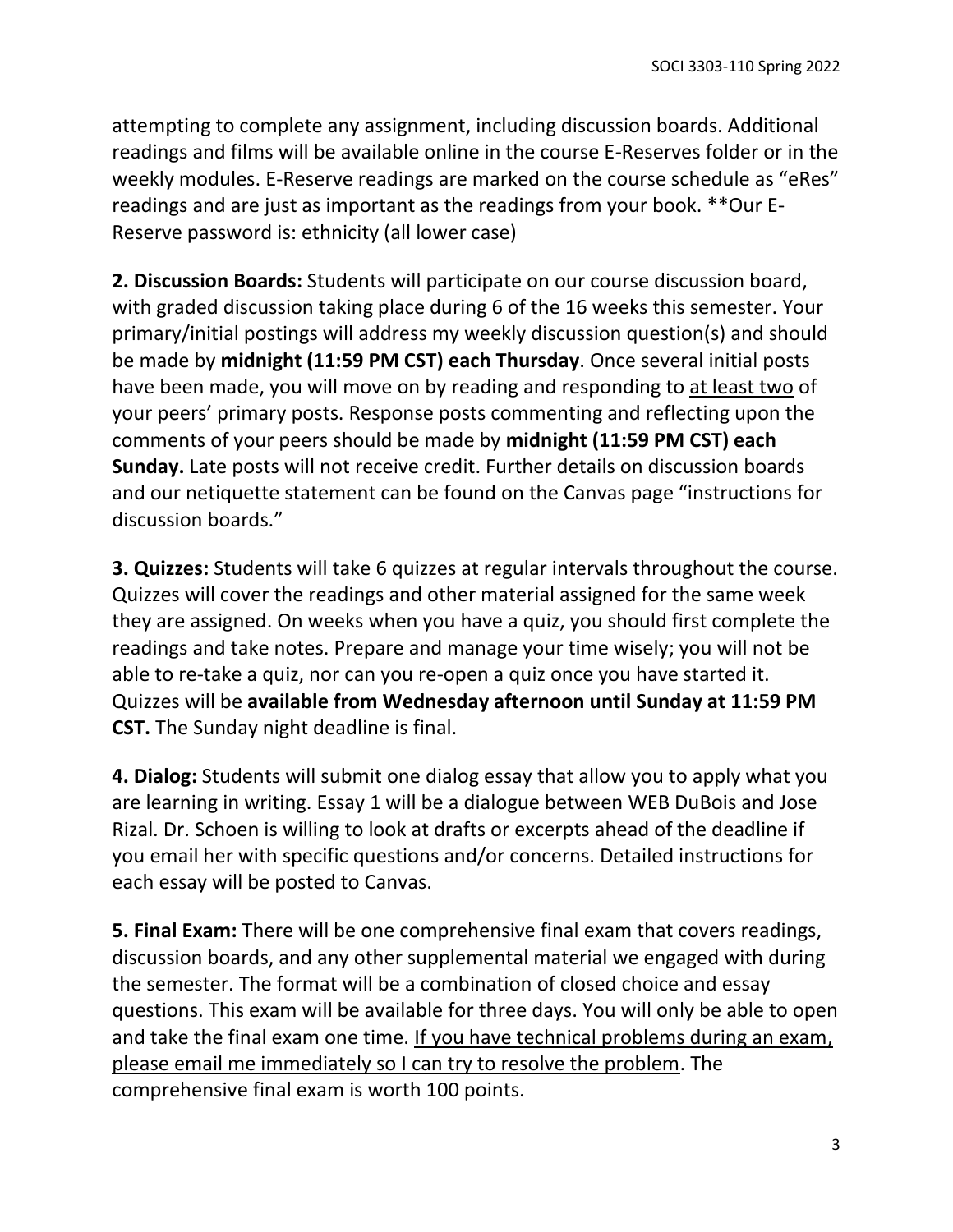attempting to complete any assignment, including discussion boards. Additional readings and films will be available online in the course E-Reserves folder or in the weekly modules. E-Reserve readings are marked on the course schedule as "eRes" readings and are just as important as the readings from your book. **Our E-Reserve password is: ethnicity (all lower case)

**2. Discussion Boards:** Students will participate on our course discussion board, with graded discussion taking place during 6 of the 16 weeks this semester. Your primary/initial postings will address my weekly discussion question(s) and should be made by **midnight (11:59 PM CST) each Thursday**. Once several initial posts have been made, you will move on by reading and responding to <u>at least two</u> of your peers' primary posts. Response posts commenting and reflecting upon the comments of your peers should be made by **midnight (11:59 PM CST) each Sunday.** Late posts will not receive credit. Further details on discussion boards and our netiquette statement can be found on the Canvas page "instructions for discussion boards."

**3. Quizzes:** Students will take 6 quizzes at regular intervals throughout the course. Quizzes will cover the readings and other material assigned for the same week they are assigned. On weeks when you have a quiz, you should first complete the readings and take notes. Prepare and manage your time wisely; you will not be able to re-take a quiz, nor can you re-open a quiz once you have started it. Quizzes will be **available from Wednesday afternoon until Sunday at 11:59 PM CST.** The Sunday night deadline is final.

**4. Dialog:** Students will submit one dialog essay that allow you to apply what you are learning in writing. Essay 1 will be a dialogue between WEB DuBois and Jose Rizal. Dr. Schoen is willing to look at drafts or excerpts ahead of the deadline if you email her with specific questions and/or concerns. Detailed instructions for each essay will be posted to Canvas.

**5. Final Exam:** There will be one comprehensive final exam that covers readings, discussion boards, and any other supplemental material we engaged with during the semester. The format will be a combination of closed choice and essay questions. This exam will be available for three days. You will only be able to open and take the final exam one time. <u>If you have technical problems during an exam, please email me immediately so I can try to resolve the problem</u>. The comprehensive final exam is worth 100 points.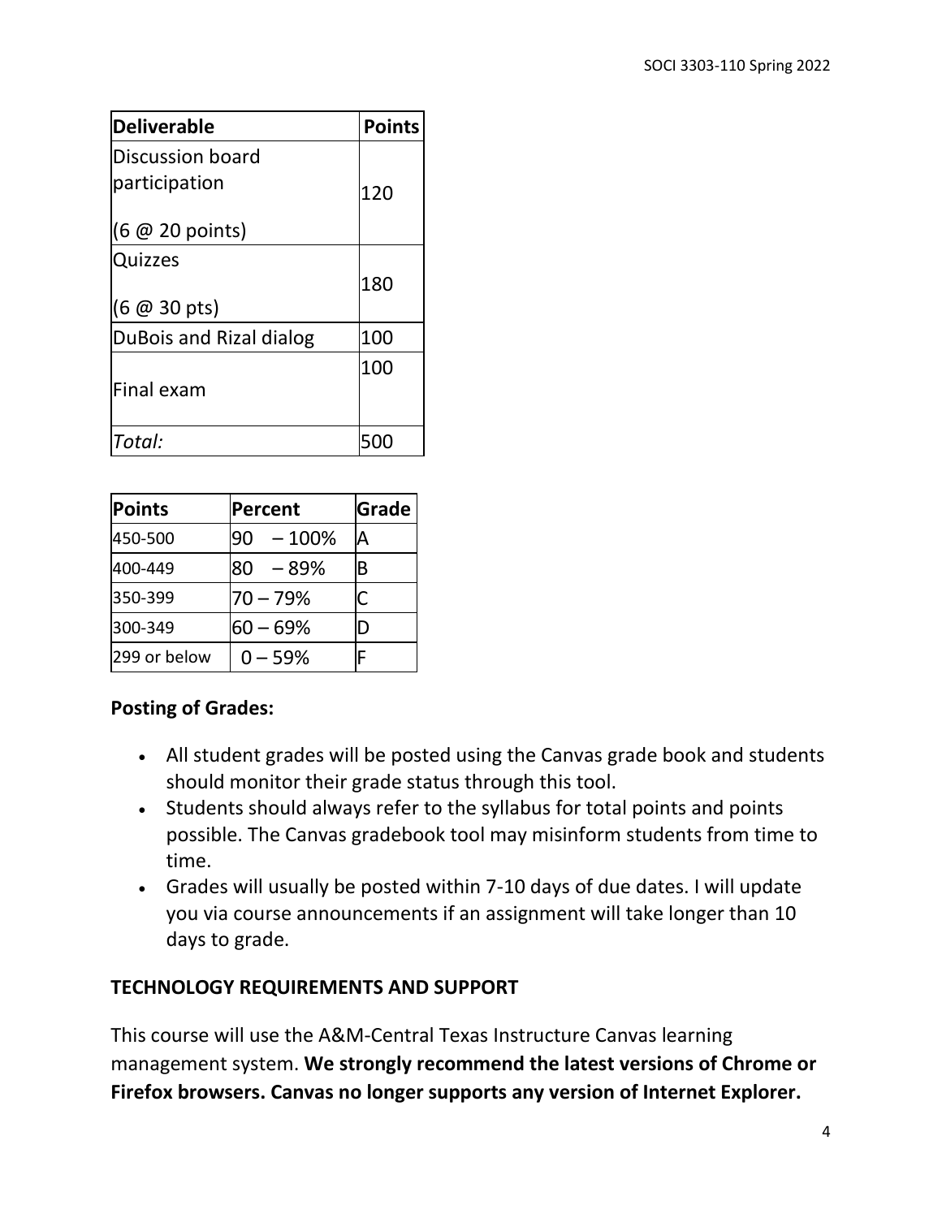| Deliverable | Points |
|---|---|
| Discussion board participation (6 @ 20 points) | 120 |
| Quizzes (6 @ 30 pts) | 180 |
| DuBois and Rizal dialog | 100 |
| Final exam | 100 |
| *Total:* | 500 |

| Points | Percent | Grade |
|---|---|---|
| 450-500 | 90 – 100% | A |
| 400-449 | 80 – 89% | B |
| 350-399 | 70 – 79% | C |
| 300-349 | 60 – 69% | D |
| 299 or below | 0 – 59% | F |

**Posting of Grades:**

- All student grades will be posted using the Canvas grade book and students should monitor their grade status through this tool.
- Students should always refer to the syllabus for total points and points possible. The Canvas gradebook tool may misinform students from time to time.
- Grades will usually be posted within 7-10 days of due dates. I will update you via course announcements if an assignment will take longer than 10 days to grade.

## TECHNOLOGY REQUIREMENTS AND SUPPORT

This course will use the A&M-Central Texas Instructure Canvas learning management system. **We strongly recommend the latest versions of Chrome or Firefox browsers. Canvas no longer supports any version of Internet Explorer.**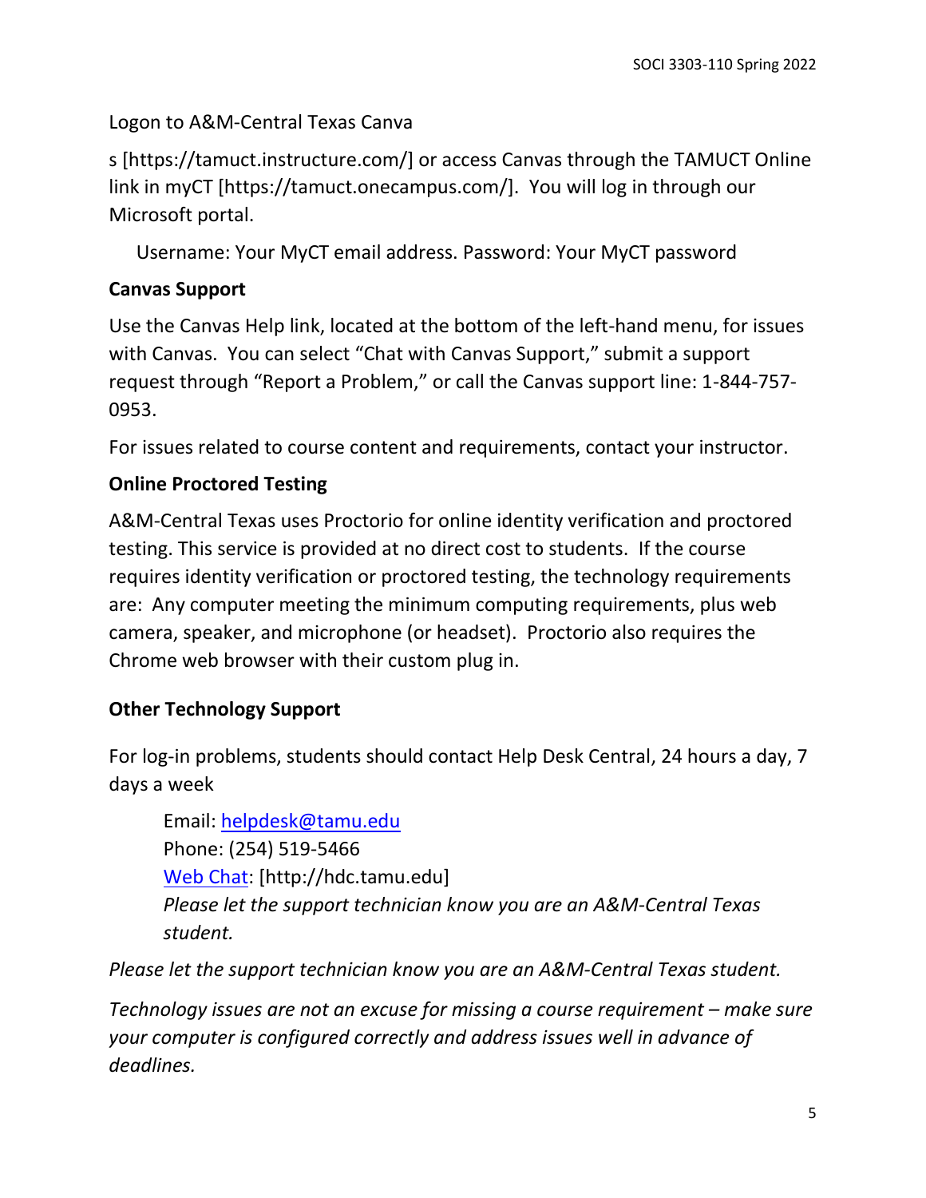Logon to A&M-Central Texas Canva

s [https://tamuct.instructure.com/] or access Canvas through the TAMUCT Online link in myCT [https://tamuct.onecampus.com/]. You will log in through our Microsoft portal.

Username: Your MyCT email address. Password: Your MyCT password

**Canvas Support**

Use the Canvas Help link, located at the bottom of the left-hand menu, for issues with Canvas. You can select "Chat with Canvas Support," submit a support request through "Report a Problem," or call the Canvas support line: 1-844-757-0953.

For issues related to course content and requirements, contact your instructor.

**Online Proctored Testing**

A&M-Central Texas uses Proctorio for online identity verification and proctored testing. This service is provided at no direct cost to students. If the course requires identity verification or proctored testing, the technology requirements are: Any computer meeting the minimum computing requirements, plus web camera, speaker, and microphone (or headset). Proctorio also requires the Chrome web browser with their custom plug in.

**Other Technology Support**

For log-in problems, students should contact Help Desk Central, 24 hours a day, 7 days a week

Email: helpdesk@tamu.edu
Phone: (254) 519-5466
Web Chat: [http://hdc.tamu.edu]
*Please let the support technician know you are an A&M-Central Texas student.*

*Please let the support technician know you are an A&M-Central Texas student.*

*Technology issues are not an excuse for missing a course requirement – make sure your computer is configured correctly and address issues well in advance of deadlines.*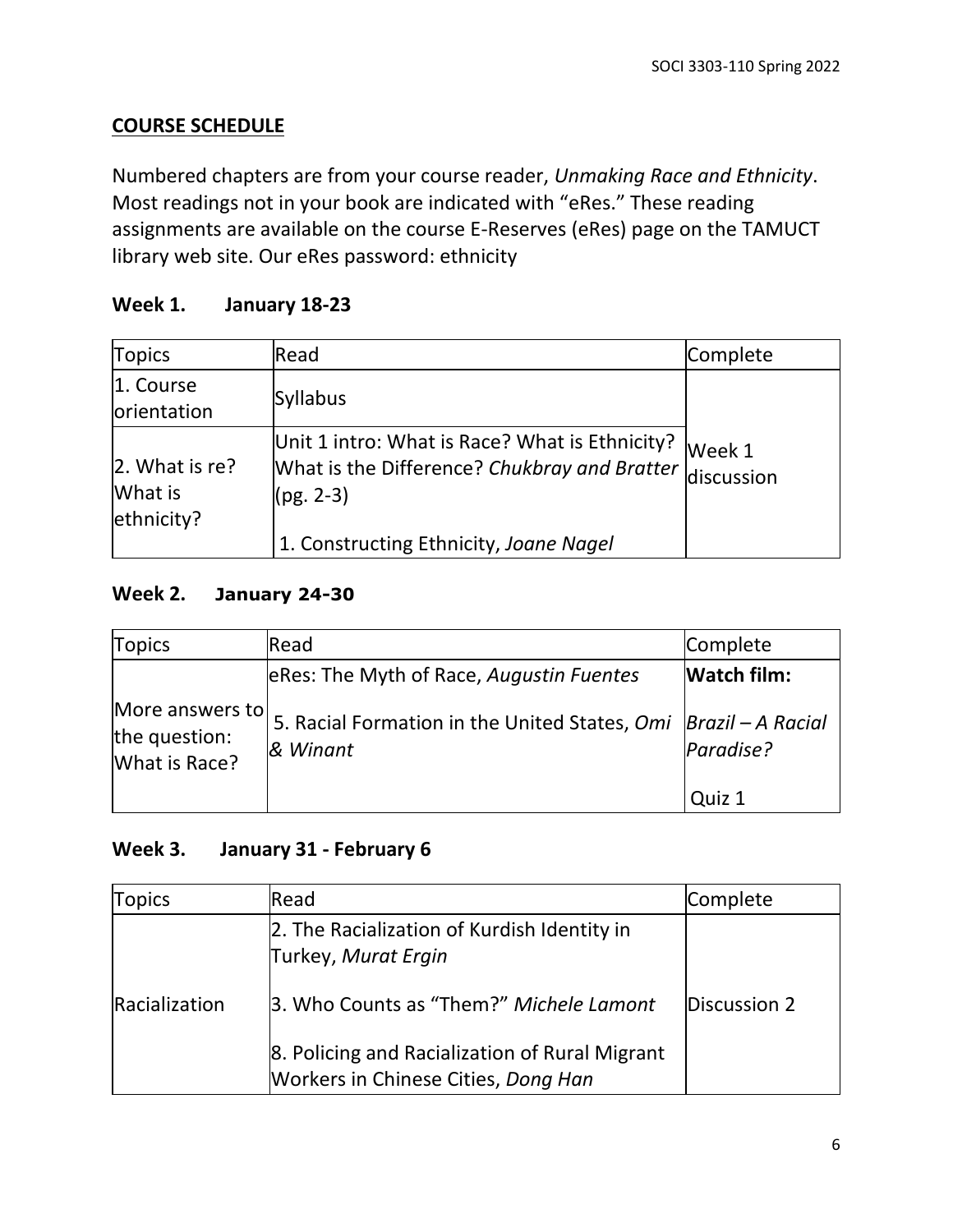## COURSE SCHEDULE

Numbered chapters are from your course reader, *Unmaking Race and Ethnicity*. Most readings not in your book are indicated with “eRes.” These reading assignments are available on the course E-Reserves (eRes) page on the TAMUCT library web site. Our eRes password: ethnicity

### Week 1. January 18-23

| Topics | Read | Complete |
|---|---|---|
| 1. Course orientation | Syllabus | Week 1 discussion |
| 2. What is re? What is ethnicity? | Unit 1 intro: What is Race? What is Ethnicity? What is the Difference? *Chukbray and Bratter* (pg. 2-3)<br><br>1. Constructing Ethnicity, *Joane Nagel* | |

### Week 2. January 24-30

| Topics | Read | Complete |
|---|---|---|
| More answers to the question: What is Race? | eRes: The Myth of Race, *Augustin Fuentes*<br><br>5. Racial Formation in the United States, *Omi & Winant* | **Watch film:**<br>*Brazil – A Racial Paradise?*<br><br>Quiz 1 |

### Week 3. January 31 - February 6

| Topics | Read | Complete |
|---|---|---|
| Racialization | 2. The Racialization of Kurdish Identity in Turkey, *Murat Ergin*<br><br>3. Who Counts as “Them?” *Michele Lamont*<br><br>8. Policing and Racialization of Rural Migrant Workers in Chinese Cities, *Dong Han* | Discussion 2 |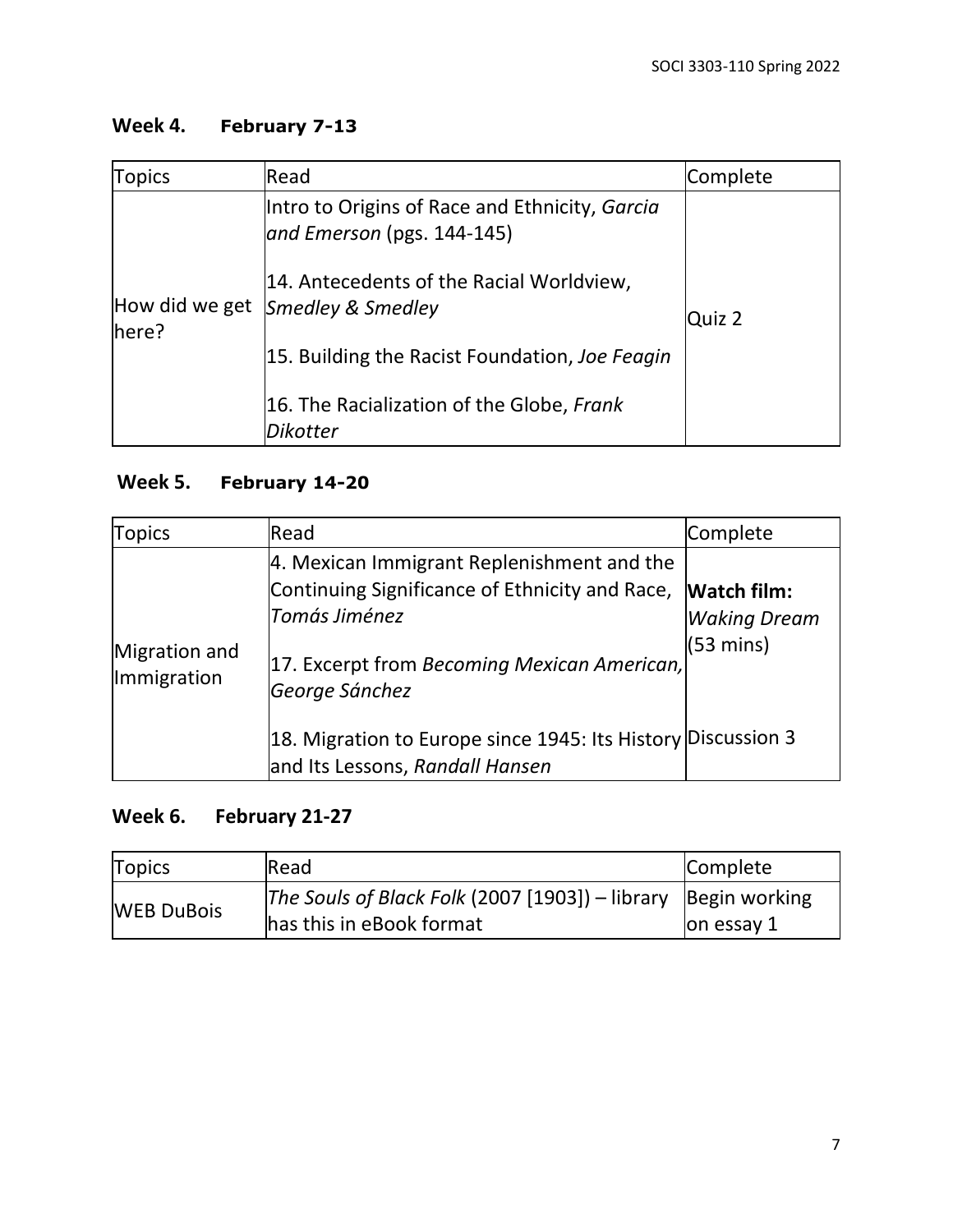### Week 4. February 7-13

| Topics | Read | Complete |
| --- | --- | --- |
| How did we get here? | Intro to Origins of Race and Ethnicity, *Garcia and Emerson* (pgs. 144-145)<br><br>14. Antecedents of the Racial Worldview, *Smedley & Smedley*<br><br>15. Building the Racist Foundation, *Joe Feagin*<br><br>16. The Racialization of the Globe, *Frank Dikotter* | Quiz 2 |

### Week 5. February 14-20

| Topics | Read | Complete |
| --- | --- | --- |
| Migration and Immigration | 4. Mexican Immigrant Replenishment and the Continuing Significance of Ethnicity and Race, *Tomás Jiménez*<br><br>17. Excerpt from *Becoming Mexican American, George Sánchez*<br><br>18. Migration to Europe since 1945: Its History and Its Lessons, *Randall Hansen* | **Watch film:** *Waking Dream* (53 mins)<br><br>Discussion 3 |

### Week 6. February 21-27

| Topics | Read | Complete |
| --- | --- | --- |
| WEB DuBois | *The Souls of Black Folk* (2007 [1903]) – library has this in eBook format | Begin working on essay 1 |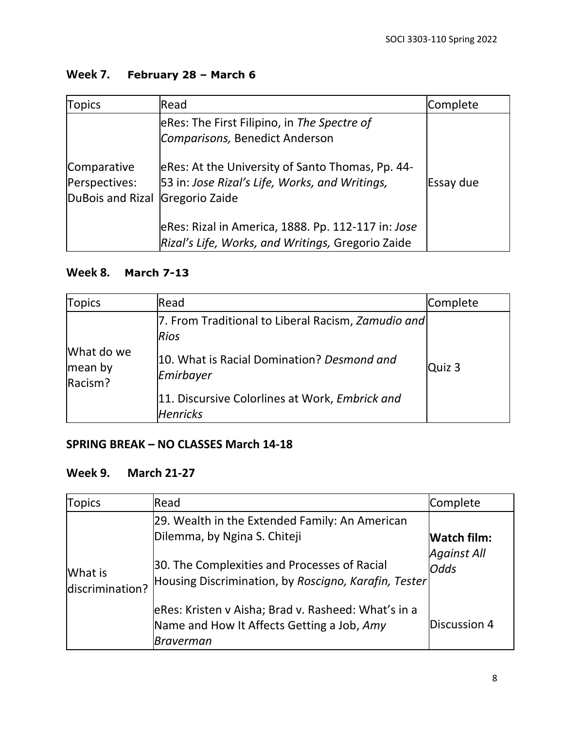## Week 7. February 28 – March 6

| Topics | Read | Complete |
|---|---|---|
| Comparative Perspectives: DuBois and Rizal | eRes: The First Filipino, in *The Spectre of Comparisons,* Benedict Anderson<br><br>eRes: At the University of Santo Thomas, Pp. 44-53 in: *Jose Rizal's Life, Works, and Writings,* Gregorio Zaide<br><br>eRes: Rizal in America, 1888. Pp. 112-117 in: *Jose Rizal's Life, Works, and Writings,* Gregorio Zaide | Essay due |

## Week 8. March 7-13

| Topics | Read | Complete |
|---|---|---|
| What do we mean by Racism? | 7. From Traditional to Liberal Racism, *Zamudio and Rios*<br><br>10. What is Racial Domination? *Desmond and Emirbayer*<br><br>11. Discursive Colorlines at Work, *Embrick and Henricks* | Quiz 3 |

## SPRING BREAK – NO CLASSES March 14-18

## Week 9. March 21-27

| Topics | Read | Complete |
|---|---|---|
| What is discrimination? | 29. Wealth in the Extended Family: An American Dilemma, by Ngina S. Chiteji<br><br>30. The Complexities and Processes of Racial Housing Discrimination, by *Roscigno, Karafin, Tester*<br><br>eRes: Kristen v Aisha; Brad v. Rasheed: What's in a Name and How It Affects Getting a Job, *Amy Braverman* | **Watch film:** ***Against All Odds***<br><br>Discussion 4 |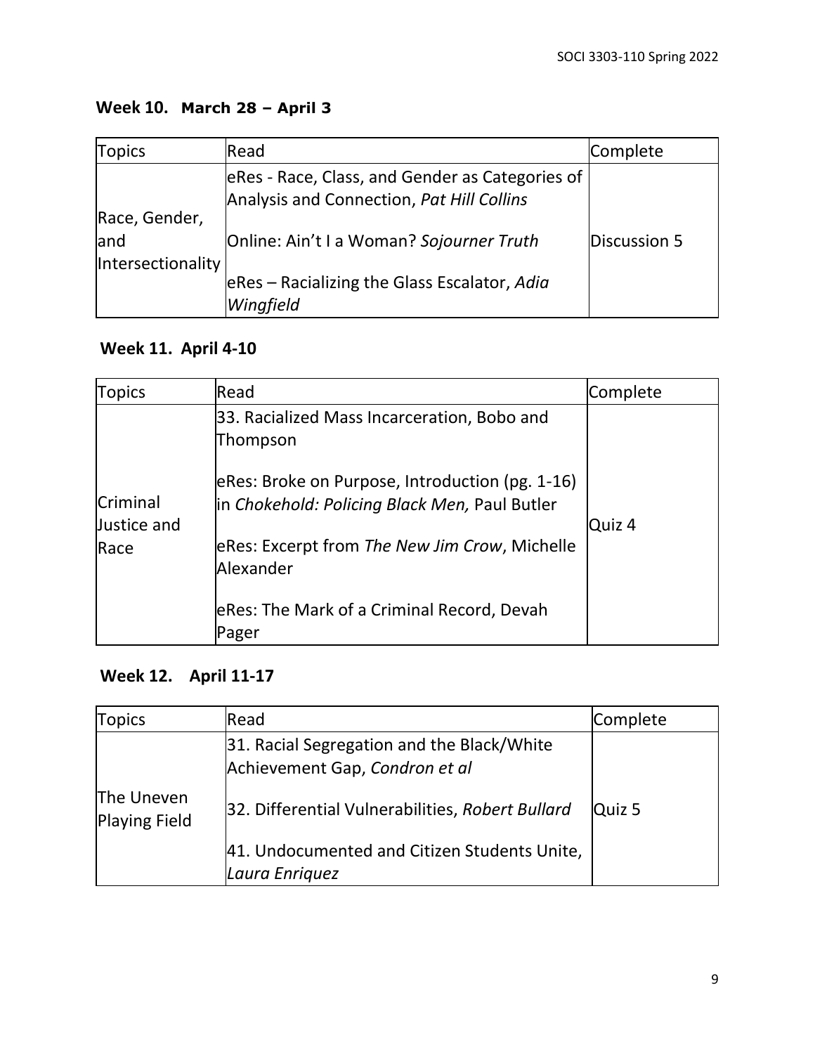### Week 10. March 28 – April 3

| Topics | Read | Complete |
|---|---|---|
| Race, Gender, and Intersectionality | eRes - Race, Class, and Gender as Categories of Analysis and Connection, *Pat Hill Collins*<br><br>Online: Ain't I a Woman? *Sojourner Truth*<br><br>eRes – Racializing the Glass Escalator, *Adia Wingfield* | Discussion 5 |

### Week 11. April 4-10

| Topics | Read | Complete |
|---|---|---|
| Criminal Justice and Race | 33. Racialized Mass Incarceration, Bobo and Thompson<br><br>eRes: Broke on Purpose, Introduction (pg. 1-16) in *Chokehold: Policing Black Men,* Paul Butler<br><br>eRes: Excerpt from *The New Jim Crow*, Michelle Alexander<br><br>eRes: The Mark of a Criminal Record, Devah Pager | Quiz 4 |

### Week 12. April 11-17

| Topics | Read | Complete |
|---|---|---|
| The Uneven Playing Field | 31. Racial Segregation and the Black/White Achievement Gap, *Condron et al*<br><br>32. Differential Vulnerabilities, *Robert Bullard*<br><br>41. Undocumented and Citizen Students Unite, *Laura Enriquez* | Quiz 5 |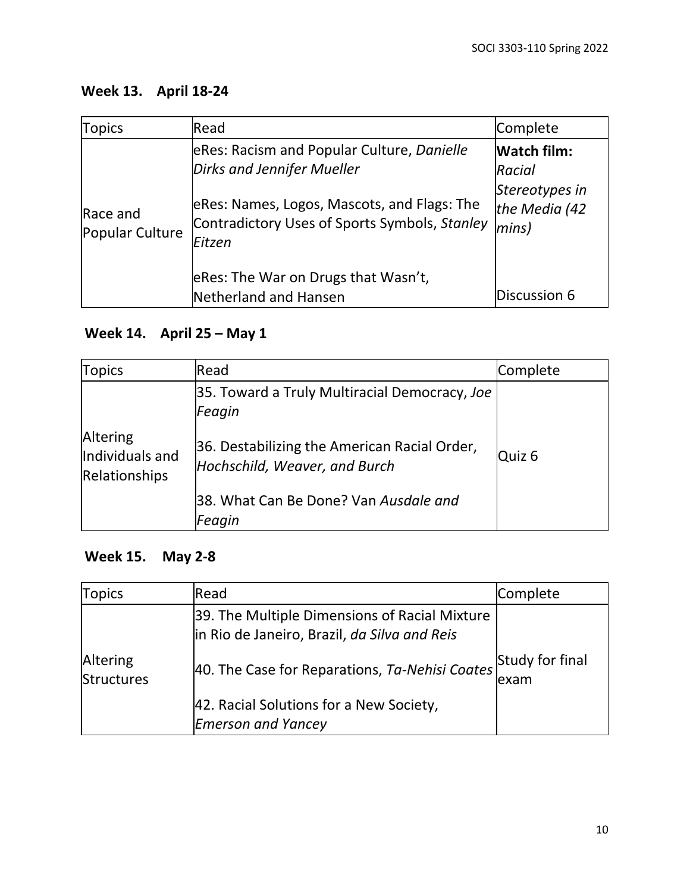**Week 13. April 18-24**

| Topics | Read | Complete |
|---|---|---|
| Race and Popular Culture | eRes: Racism and Popular Culture, *Danielle Dirks and Jennifer Mueller*<br><br>eRes: Names, Logos, Mascots, and Flags: The Contradictory Uses of Sports Symbols, *Stanley Eitzen*<br><br>eRes: The War on Drugs that Wasn't, Netherland and Hansen | **Watch film:** *Racial Stereotypes in the Media (42 mins)*<br><br>Discussion 6 |

**Week 14. April 25 – May 1**

| Topics | Read | Complete |
|---|---|---|
| Altering Individuals and Relationships | 35. Toward a Truly Multiracial Democracy, *Joe Feagin*<br><br>36. Destabilizing the American Racial Order, *Hochschild, Weaver, and Burch*<br><br>38. What Can Be Done? Van *Ausdale and Feagin* | Quiz 6 |

**Week 15. May 2-8**

| Topics | Read | Complete |
|---|---|---|
| Altering Structures | 39. The Multiple Dimensions of Racial Mixture in Rio de Janeiro, Brazil, *da Silva and Reis*<br><br>40. The Case for Reparations, *Ta-Nehisi Coates*<br><br>42. Racial Solutions for a New Society, *Emerson and Yancey* | Study for final exam |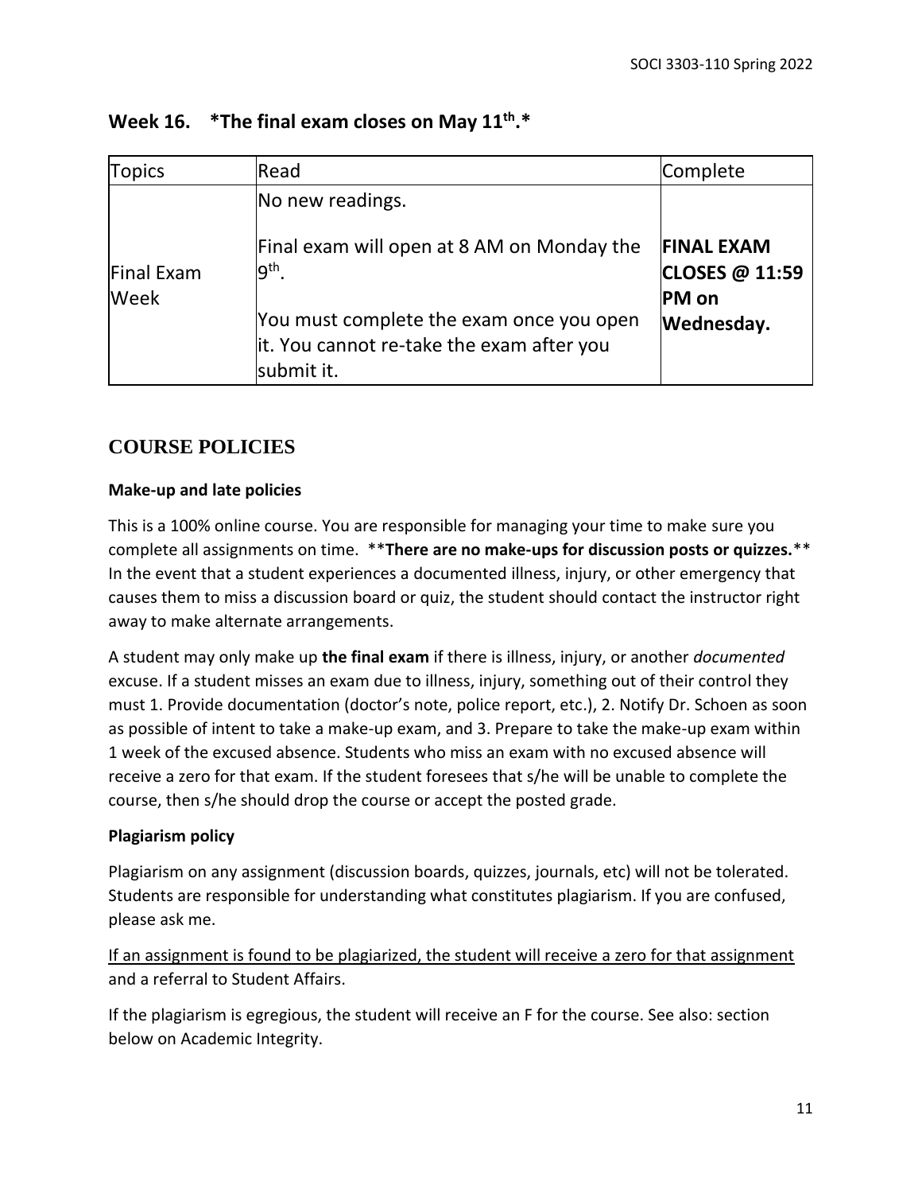## Week 16. *The final exam closes on May 11th.*

| Topics | Read | Complete |
|---|---|---|
| Final Exam Week | No new readings.<br><br>Final exam will open at 8 AM on Monday the 9th.<br><br>You must complete the exam once you open it. You cannot re-take the exam after you submit it. | **FINAL EXAM CLOSES @ 11:59 PM on Wednesday.** |

## COURSE POLICIES

### Make-up and late policies

This is a 100% online course. You are responsible for managing your time to make sure you complete all assignments on time. ****There are no make-ups for discussion posts or quizzes.**** In the event that a student experiences a documented illness, injury, or other emergency that causes them to miss a discussion board or quiz, the student should contact the instructor right away to make alternate arrangements.

A student may only make up **the final exam** if there is illness, injury, or another *documented* excuse. If a student misses an exam due to illness, injury, something out of their control they must 1. Provide documentation (doctor's note, police report, etc.), 2. Notify Dr. Schoen as soon as possible of intent to take a make-up exam, and 3. Prepare to take the make-up exam within 1 week of the excused absence. Students who miss an exam with no excused absence will receive a zero for that exam. If the student foresees that s/he will be unable to complete the course, then s/he should drop the course or accept the posted grade.

### Plagiarism policy

Plagiarism on any assignment (discussion boards, quizzes, journals, etc) will not be tolerated. Students are responsible for understanding what constitutes plagiarism. If you are confused, please ask me.

If an assignment is found to be plagiarized, the student will receive a zero for that assignment and a referral to Student Affairs.

If the plagiarism is egregious, the student will receive an F for the course. See also: section below on Academic Integrity.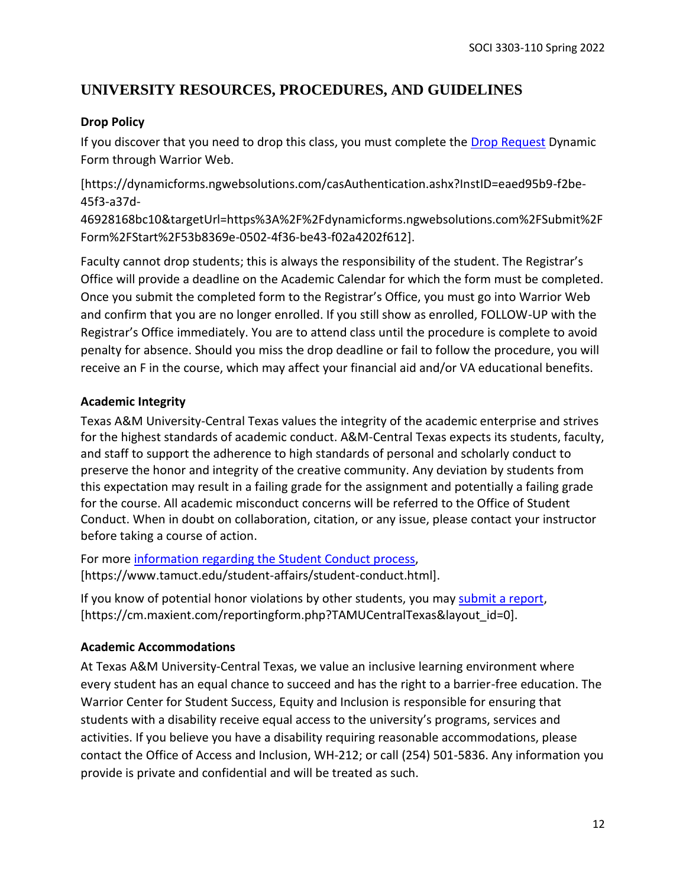## UNIVERSITY RESOURCES, PROCEDURES, AND GUIDELINES

### Drop Policy

If you discover that you need to drop this class, you must complete the Drop Request Dynamic Form through Warrior Web.

[https://dynamicforms.ngwebsolutions.com/casAuthentication.ashx?InstID=eaed95b9-f2be-45f3-a37d-46928168bc10&targetUrl=https%3A%2F%2Fdynamicforms.ngwebsolutions.com%2FSubmit%2FForm%2FStart%2F53b8369e-0502-4f36-be43-f02a4202f612].

Faculty cannot drop students; this is always the responsibility of the student. The Registrar's Office will provide a deadline on the Academic Calendar for which the form must be completed. Once you submit the completed form to the Registrar's Office, you must go into Warrior Web and confirm that you are no longer enrolled. If you still show as enrolled, FOLLOW-UP with the Registrar's Office immediately. You are to attend class until the procedure is complete to avoid penalty for absence. Should you miss the drop deadline or fail to follow the procedure, you will receive an F in the course, which may affect your financial aid and/or VA educational benefits.

### Academic Integrity

Texas A&M University-Central Texas values the integrity of the academic enterprise and strives for the highest standards of academic conduct. A&M-Central Texas expects its students, faculty, and staff to support the adherence to high standards of personal and scholarly conduct to preserve the honor and integrity of the creative community. Any deviation by students from this expectation may result in a failing grade for the assignment and potentially a failing grade for the course. All academic misconduct concerns will be referred to the Office of Student Conduct. When in doubt on collaboration, citation, or any issue, please contact your instructor before taking a course of action.

For more information regarding the Student Conduct process, [https://www.tamuct.edu/student-affairs/student-conduct.html].

If you know of potential honor violations by other students, you may submit a report, [https://cm.maxient.com/reportingform.php?TAMUCentralTexas&layout_id=0].

### Academic Accommodations

At Texas A&M University-Central Texas, we value an inclusive learning environment where every student has an equal chance to succeed and has the right to a barrier-free education. The Warrior Center for Student Success, Equity and Inclusion is responsible for ensuring that students with a disability receive equal access to the university's programs, services and activities. If you believe you have a disability requiring reasonable accommodations, please contact the Office of Access and Inclusion, WH-212; or call (254) 501-5836. Any information you provide is private and confidential and will be treated as such.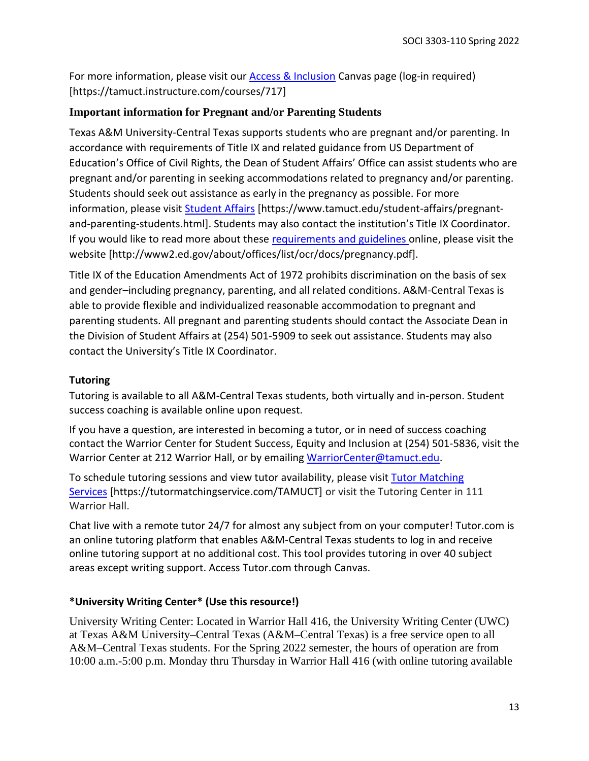For more information, please visit our Access & Inclusion Canvas page (log-in required) [https://tamuct.instructure.com/courses/717]

### Important information for Pregnant and/or Parenting Students

Texas A&M University-Central Texas supports students who are pregnant and/or parenting. In accordance with requirements of Title IX and related guidance from US Department of Education's Office of Civil Rights, the Dean of Student Affairs' Office can assist students who are pregnant and/or parenting in seeking accommodations related to pregnancy and/or parenting. Students should seek out assistance as early in the pregnancy as possible. For more information, please visit Student Affairs [https://www.tamuct.edu/student-affairs/pregnant-and-parenting-students.html]. Students may also contact the institution's Title IX Coordinator. If you would like to read more about these requirements and guidelines online, please visit the website [http://www2.ed.gov/about/offices/list/ocr/docs/pregnancy.pdf].

Title IX of the Education Amendments Act of 1972 prohibits discrimination on the basis of sex and gender–including pregnancy, parenting, and all related conditions. A&M-Central Texas is able to provide flexible and individualized reasonable accommodation to pregnant and parenting students. All pregnant and parenting students should contact the Associate Dean in the Division of Student Affairs at (254) 501-5909 to seek out assistance. Students may also contact the University's Title IX Coordinator.

### Tutoring

Tutoring is available to all A&M-Central Texas students, both virtually and in-person. Student success coaching is available online upon request.

If you have a question, are interested in becoming a tutor, or in need of success coaching contact the Warrior Center for Student Success, Equity and Inclusion at (254) 501-5836, visit the Warrior Center at 212 Warrior Hall, or by emailing WarriorCenter@tamuct.edu.

To schedule tutoring sessions and view tutor availability, please visit Tutor Matching Services [https://tutormatchingservice.com/TAMUCT] or visit the Tutoring Center in 111 Warrior Hall.

Chat live with a remote tutor 24/7 for almost any subject from on your computer! Tutor.com is an online tutoring platform that enables A&M-Central Texas students to log in and receive online tutoring support at no additional cost. This tool provides tutoring in over 40 subject areas except writing support. Access Tutor.com through Canvas.

### *University Writing Center* (Use this resource!)

University Writing Center: Located in Warrior Hall 416, the University Writing Center (UWC) at Texas A&M University–Central Texas (A&M–Central Texas) is a free service open to all A&M–Central Texas students. For the Spring 2022 semester, the hours of operation are from 10:00 a.m.-5:00 p.m. Monday thru Thursday in Warrior Hall 416 (with online tutoring available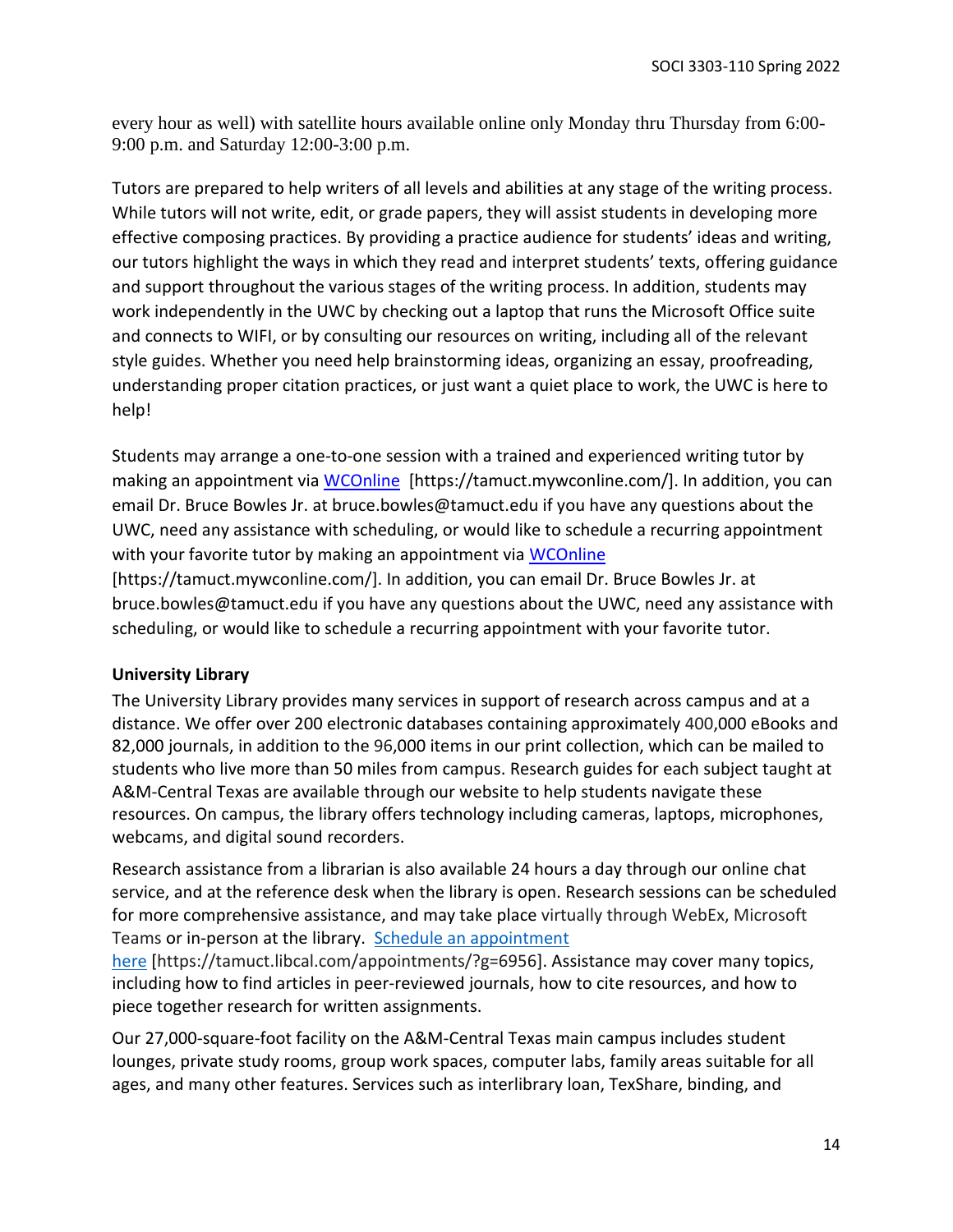every hour as well) with satellite hours available online only Monday thru Thursday from 6:00-9:00 p.m. and Saturday 12:00-3:00 p.m.

Tutors are prepared to help writers of all levels and abilities at any stage of the writing process. While tutors will not write, edit, or grade papers, they will assist students in developing more effective composing practices. By providing a practice audience for students' ideas and writing, our tutors highlight the ways in which they read and interpret students' texts, offering guidance and support throughout the various stages of the writing process. In addition, students may work independently in the UWC by checking out a laptop that runs the Microsoft Office suite and connects to WIFI, or by consulting our resources on writing, including all of the relevant style guides. Whether you need help brainstorming ideas, organizing an essay, proofreading, understanding proper citation practices, or just want a quiet place to work, the UWC is here to help!

Students may arrange a one-to-one session with a trained and experienced writing tutor by making an appointment via WCOnline [https://tamuct.mywconline.com/]. In addition, you can email Dr. Bruce Bowles Jr. at bruce.bowles@tamuct.edu if you have any questions about the UWC, need any assistance with scheduling, or would like to schedule a recurring appointment with your favorite tutor by making an appointment via WCOnline [https://tamuct.mywconline.com/]. In addition, you can email Dr. Bruce Bowles Jr. at bruce.bowles@tamuct.edu if you have any questions about the UWC, need any assistance with scheduling, or would like to schedule a recurring appointment with your favorite tutor.

**University Library**

The University Library provides many services in support of research across campus and at a distance. We offer over 200 electronic databases containing approximately 400,000 eBooks and 82,000 journals, in addition to the 96,000 items in our print collection, which can be mailed to students who live more than 50 miles from campus. Research guides for each subject taught at A&M-Central Texas are available through our website to help students navigate these resources. On campus, the library offers technology including cameras, laptops, microphones, webcams, and digital sound recorders.

Research assistance from a librarian is also available 24 hours a day through our online chat service, and at the reference desk when the library is open. Research sessions can be scheduled for more comprehensive assistance, and may take place virtually through WebEx, Microsoft Teams or in-person at the library. Schedule an appointment here [https://tamuct.libcal.com/appointments/?g=6956]. Assistance may cover many topics, including how to find articles in peer-reviewed journals, how to cite resources, and how to piece together research for written assignments.

Our 27,000-square-foot facility on the A&M-Central Texas main campus includes student lounges, private study rooms, group work spaces, computer labs, family areas suitable for all ages, and many other features. Services such as interlibrary loan, TexShare, binding, and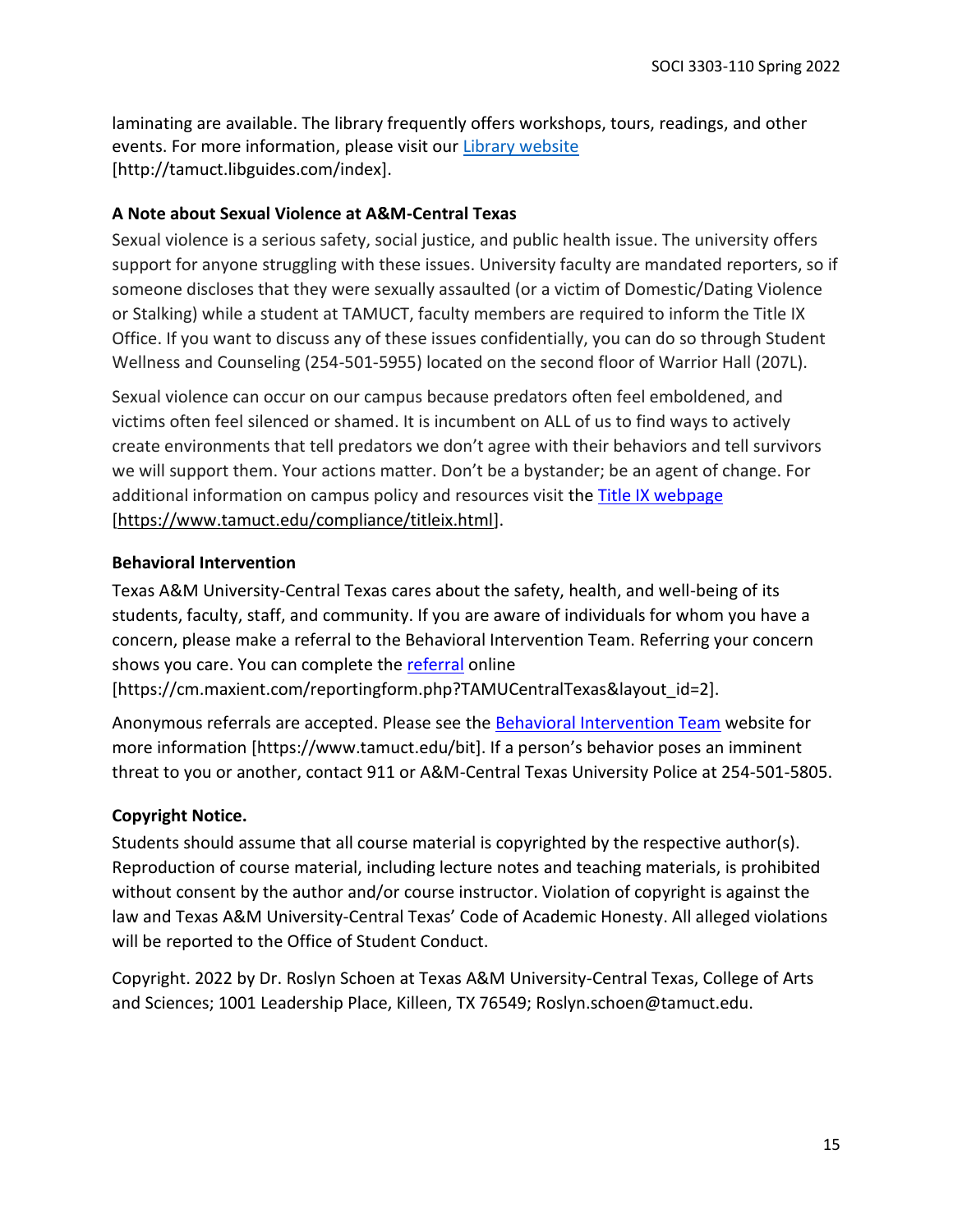laminating are available. The library frequently offers workshops, tours, readings, and other events. For more information, please visit our [Library website](http://tamuct.libguides.com/index) [http://tamuct.libguides.com/index].

### A Note about Sexual Violence at A&M-Central Texas

Sexual violence is a serious safety, social justice, and public health issue. The university offers support for anyone struggling with these issues. University faculty are mandated reporters, so if someone discloses that they were sexually assaulted (or a victim of Domestic/Dating Violence or Stalking) while a student at TAMUCT, faculty members are required to inform the Title IX Office. If you want to discuss any of these issues confidentially, you can do so through Student Wellness and Counseling (254-501-5955) located on the second floor of Warrior Hall (207L).

Sexual violence can occur on our campus because predators often feel emboldened, and victims often feel silenced or shamed. It is incumbent on ALL of us to find ways to actively create environments that tell predators we don't agree with their behaviors and tell survivors we will support them. Your actions matter. Don't be a bystander; be an agent of change. For additional information on campus policy and resources visit the [Title IX webpage](https://www.tamuct.edu/compliance/titleix.html) [https://www.tamuct.edu/compliance/titleix.html].

### Behavioral Intervention

Texas A&M University-Central Texas cares about the safety, health, and well-being of its students, faculty, staff, and community. If you are aware of individuals for whom you have a concern, please make a referral to the Behavioral Intervention Team. Referring your concern shows you care. You can complete the [referral](https://cm.maxient.com/reportingform.php?TAMUCentralTexas&layout_id=2) online [https://cm.maxient.com/reportingform.php?TAMUCentralTexas&layout_id=2].

Anonymous referrals are accepted. Please see the [Behavioral Intervention Team](https://www.tamuct.edu/bit) website for more information [https://www.tamuct.edu/bit]. If a person's behavior poses an imminent threat to you or another, contact 911 or A&M-Central Texas University Police at 254-501-5805.

### Copyright Notice.

Students should assume that all course material is copyrighted by the respective author(s). Reproduction of course material, including lecture notes and teaching materials, is prohibited without consent by the author and/or course instructor. Violation of copyright is against the law and Texas A&M University-Central Texas' Code of Academic Honesty. All alleged violations will be reported to the Office of Student Conduct.

Copyright. 2022 by Dr. Roslyn Schoen at Texas A&M University-Central Texas, College of Arts and Sciences; 1001 Leadership Place, Killeen, TX 76549; Roslyn.schoen@tamuct.edu.